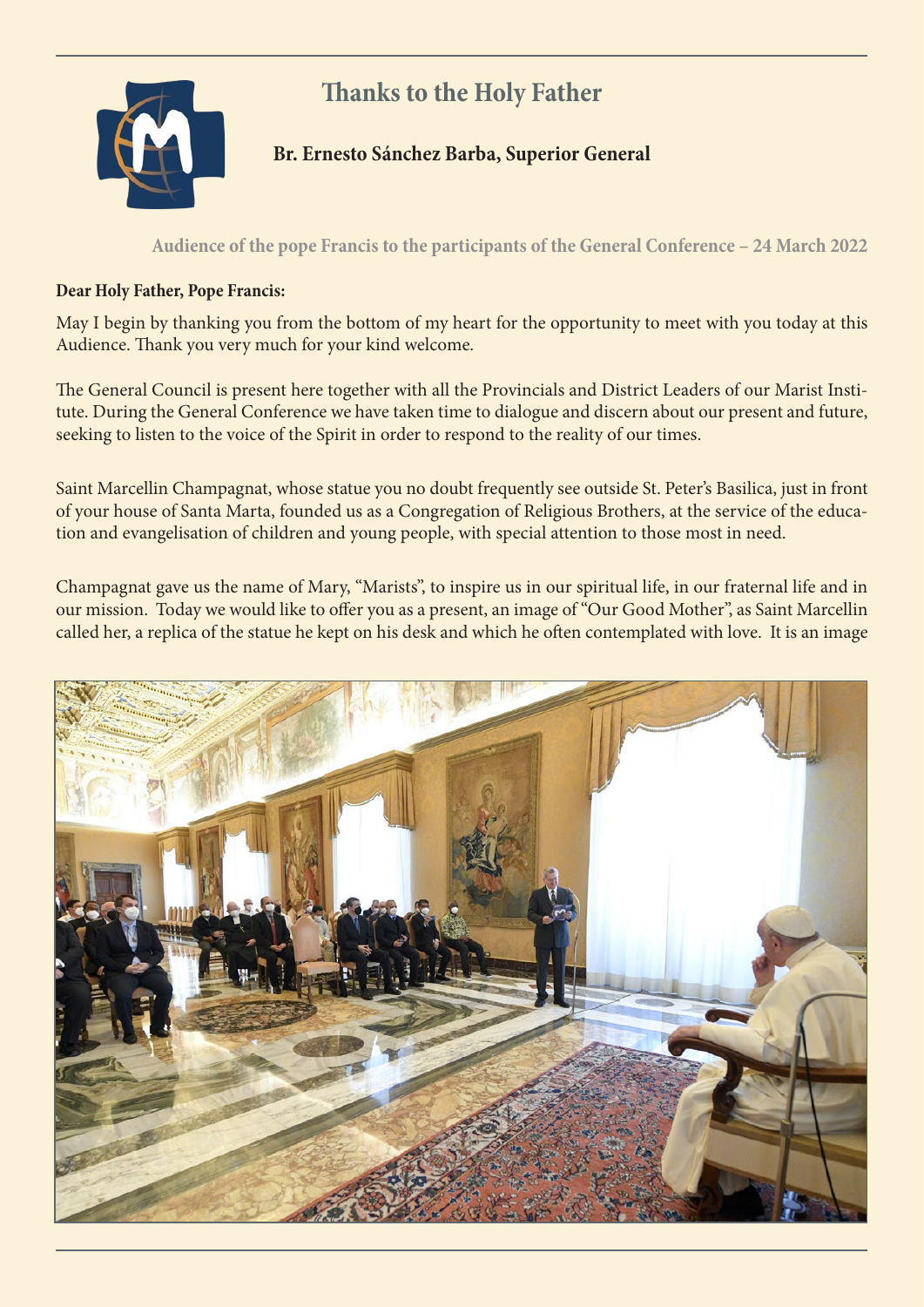# Thanks to the Holy Father

**Br. Ernesto Sánchez Barba, Superior General**

**Audience of the pope Francis to the participants of the General Conference – 24 March 2022**

**Dear Holy Father, Pope Francis:**

May I begin by thanking you from the bottom of my heart for the opportunity to meet with you today at this Audience. Thank you very much for your kind welcome.

The General Council is present here together with all the Provincials and District Leaders of our Marist Institute. During the General Conference we have taken time to dialogue and discern about our present and future, seeking to listen to the voice of the Spirit in order to respond to the reality of our times.

Saint Marcellin Champagnat, whose statue you no doubt frequently see outside St. Peter's Basilica, just in front of your house of Santa Marta, founded us as a Congregation of Religious Brothers, at the service of the education and evangelisation of children and young people, with special attention to those most in need.

Champagnat gave us the name of Mary, "Marists", to inspire us in our spiritual life, in our fraternal life and in our mission. Today we would like to offer you as a present, an image of "Our Good Mother", as Saint Marcellin called her, a replica of the statue he kept on his desk and which he often contemplated with love. It is an image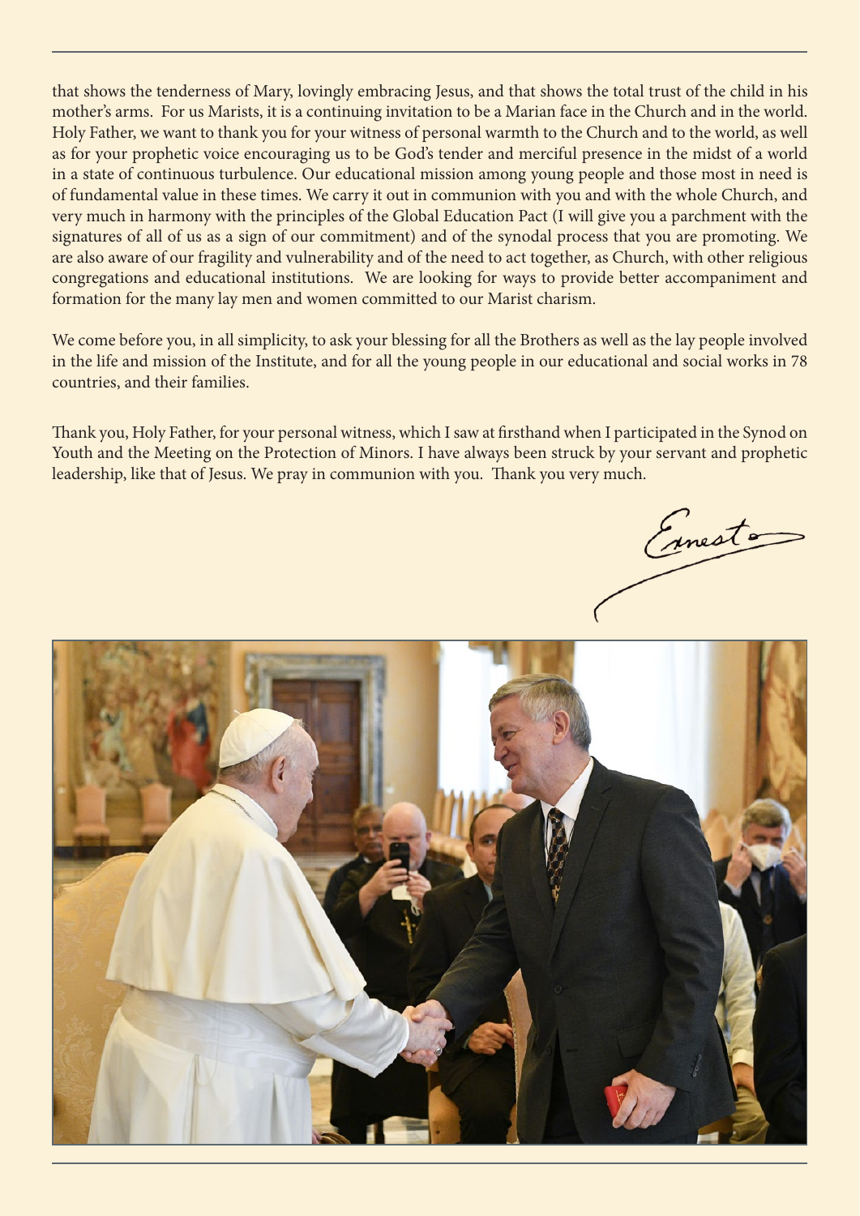that shows the tenderness of Mary, lovingly embracing Jesus, and that shows the total trust of the child in his mother's arms. For us Marists, it is a continuing invitation to be a Marian face in the Church and in the world. Holy Father, we want to thank you for your witness of personal warmth to the Church and to the world, as well as for your prophetic voice encouraging us to be God's tender and merciful presence in the midst of a world in a state of continuous turbulence. Our educational mission among young people and those most in need is of fundamental value in these times. We carry it out in communion with you and with the whole Church, and very much in harmony with the principles of the Global Education Pact (I will give you a parchment with the signatures of all of us as a sign of our commitment) and of the synodal process that you are promoting. We are also aware of our fragility and vulnerability and of the need to act together, as Church, with other religious congregations and educational institutions. We are looking for ways to provide better accompaniment and formation for the many lay men and women committed to our Marist charism.

We come before you, in all simplicity, to ask your blessing for all the Brothers as well as the lay people involved in the life and mission of the Institute, and for all the young people in our educational and social works in 78 countries, and their families.

Thank you, Holy Father, for your personal witness, which I saw at firsthand when I participated in the Synod on Youth and the Meeting on the Protection of Minors. I have always been struck by your servant and prophetic leadership, like that of Jesus. We pray in communion with you. Thank you very much.

Ernesto